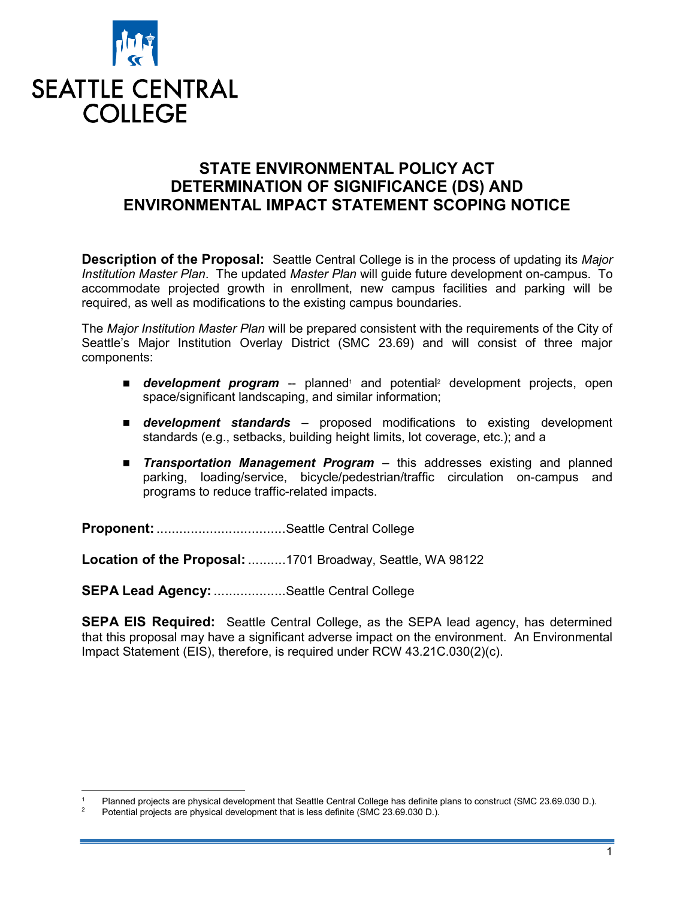SEATTLE CENTRAL COLLEGE

# STATE ENVIRONMENTAL POLICY ACT DETERMINATION OF SIGNIFICANCE (DS) AND ENVIRONMENTAL IMPACT STATEMENT SCOPING NOTICE

**Description of the Proposal:** Seattle Central College is in the process of updating its *Major Institution Master Plan*. The updated *Master Plan* will guide future development on-campus. To accommodate projected growth in enrollment, new campus facilities and parking will be required, as well as modifications to the existing campus boundaries.

The *Major Institution Master Plan* will be prepared consistent with the requirements of the City of Seattle's Major Institution Overlay District (SMC 23.69) and will consist of three major components:

- ***development program*** -- planned[1] and potential[2] development projects, open space/significant landscaping, and similar information;
- ***development standards*** – proposed modifications to existing development standards (e.g., setbacks, building height limits, lot coverage, etc.); and a
- ***Transportation Management Program*** – this addresses existing and planned parking, loading/service, bicycle/pedestrian/traffic circulation on-campus and programs to reduce traffic-related impacts.

**Proponent:** ..................................Seattle Central College

**Location of the Proposal:** ..........1701 Broadway, Seattle, WA 98122

**SEPA Lead Agency:** ...................Seattle Central College

**SEPA EIS Required:** Seattle Central College, as the SEPA lead agency, has determined that this proposal may have a significant adverse impact on the environment. An Environmental Impact Statement (EIS), therefore, is required under RCW 43.21C.030(2)(c).

---

[1] Planned projects are physical development that Seattle Central College has definite plans to construct (SMC 23.69.030 D.).

[2] Potential projects are physical development that is less definite (SMC 23.69.030 D.).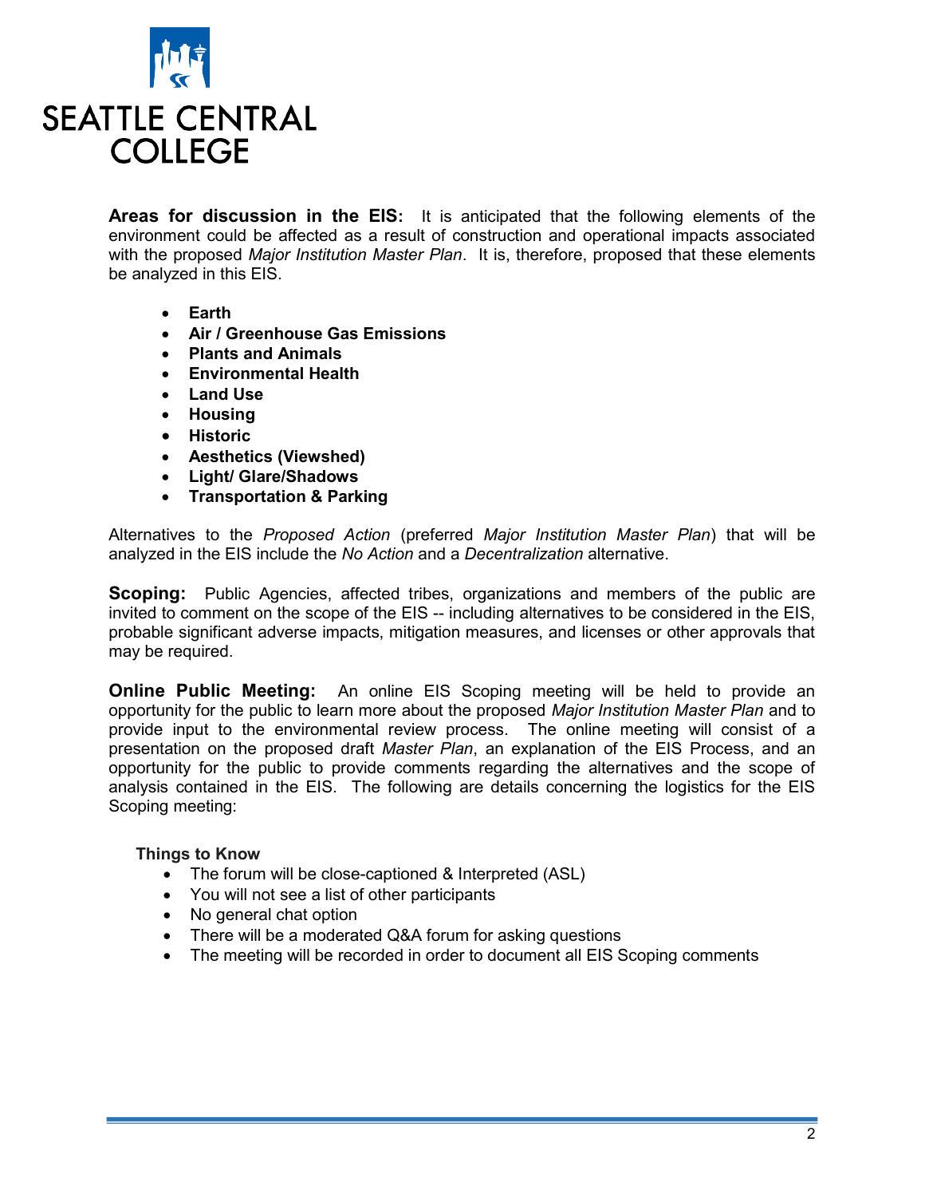**Areas for discussion in the EIS:** It is anticipated that the following elements of the environment could be affected as a result of construction and operational impacts associated with the proposed *Major Institution Master Plan*. It is, therefore, proposed that these elements be analyzed in this EIS.

- **Earth**
- **Air / Greenhouse Gas Emissions**
- **Plants and Animals**
- **Environmental Health**
- **Land Use**
- **Housing**
- **Historic**
- **Aesthetics (Viewshed)**
- **Light/ Glare/Shadows**
- **Transportation & Parking**

Alternatives to the *Proposed Action* (preferred *Major Institution Master Plan*) that will be analyzed in the EIS include the *No Action* and a *Decentralization* alternative.

**Scoping:** Public Agencies, affected tribes, organizations and members of the public are invited to comment on the scope of the EIS -- including alternatives to be considered in the EIS, probable significant adverse impacts, mitigation measures, and licenses or other approvals that may be required.

**Online Public Meeting:** An online EIS Scoping meeting will be held to provide an opportunity for the public to learn more about the proposed *Major Institution Master Plan* and to provide input to the environmental review process. The online meeting will consist of a presentation on the proposed draft *Master Plan*, an explanation of the EIS Process, and an opportunity for the public to provide comments regarding the alternatives and the scope of analysis contained in the EIS. The following are details concerning the logistics for the EIS Scoping meeting:

**Things to Know**

- The forum will be close-captioned & Interpreted (ASL)
- You will not see a list of other participants
- No general chat option
- There will be a moderated Q&A forum for asking questions
- The meeting will be recorded in order to document all EIS Scoping comments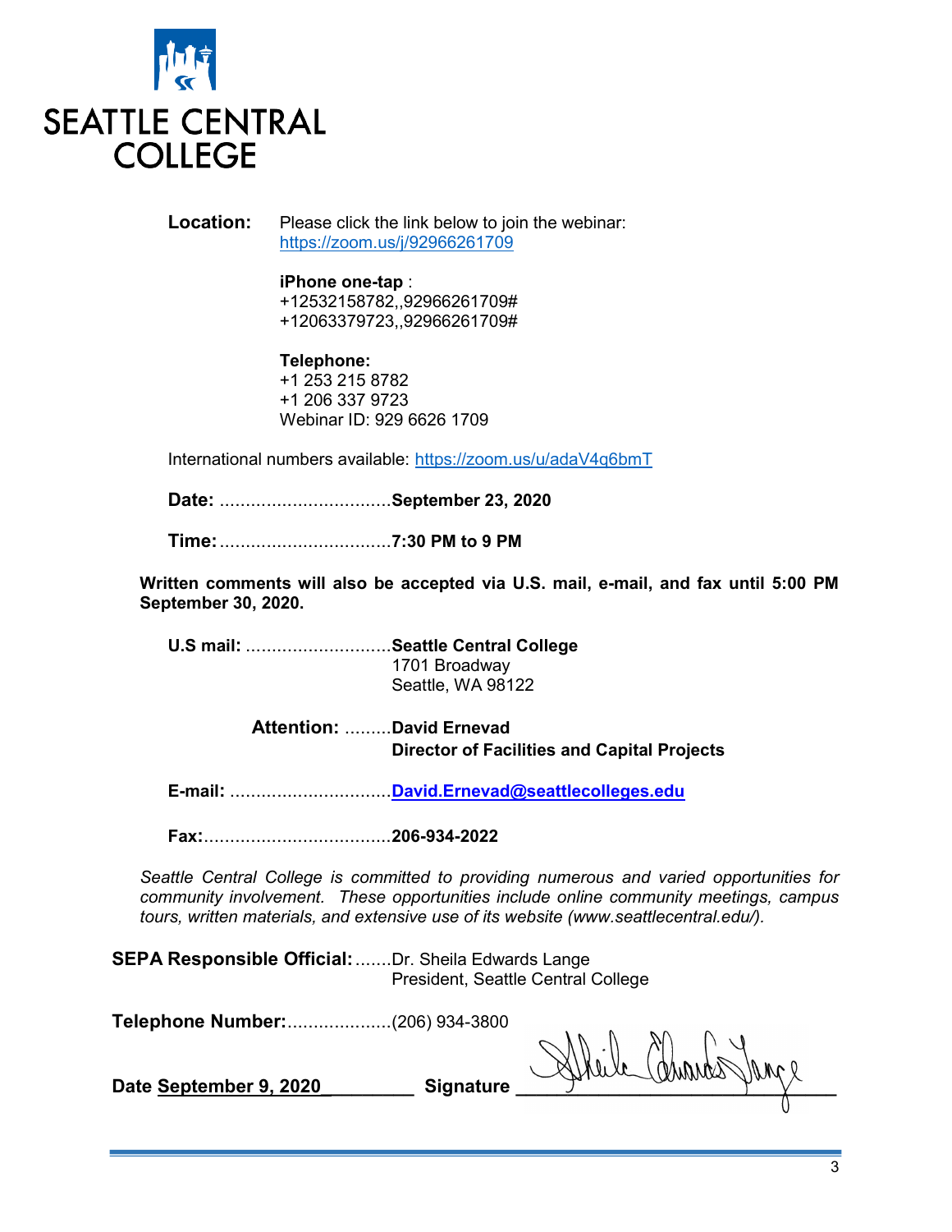SEATTLE CENTRAL COLLEGE

**Location:** Please click the link below to join the webinar:
https://zoom.us/j/92966261709

**iPhone one-tap** :
+12532158782,,92966261709#
+12063379723,,92966261709#

**Telephone:**
+1 253 215 8782
+1 206 337 9723
Webinar ID: 929 6626 1709

International numbers available: https://zoom.us/u/adaV4q6bmT

**Date:** .................................**September 23, 2020**

**Time:**.................................**7:30 PM to 9 PM**

**Written comments will also be accepted via U.S. mail, e-mail, and fax until 5:00 PM September 30, 2020.**

**U.S mail:** ............................**Seattle Central College**
1701 Broadway
Seattle, WA 98122

**Attention:** .........**David Ernevad**
**Director of Facilities and Capital Projects**

**E-mail:** ...............................**David.Ernevad@seattlecolleges.edu**

**Fax:**...................................**206-934-2022**

*Seattle Central College is committed to providing numerous and varied opportunities for community involvement. These opportunities include online community meetings, campus tours, written materials, and extensive use of its website (www.seattlecentral.edu/).*

**SEPA Responsible Official:**.......Dr. Sheila Edwards Lange
President, Seattle Central College

**Telephone Number:**....................(206) 934-3800

**Date** September 9, 2020__________ **Signature** Sheila Edwards Lange